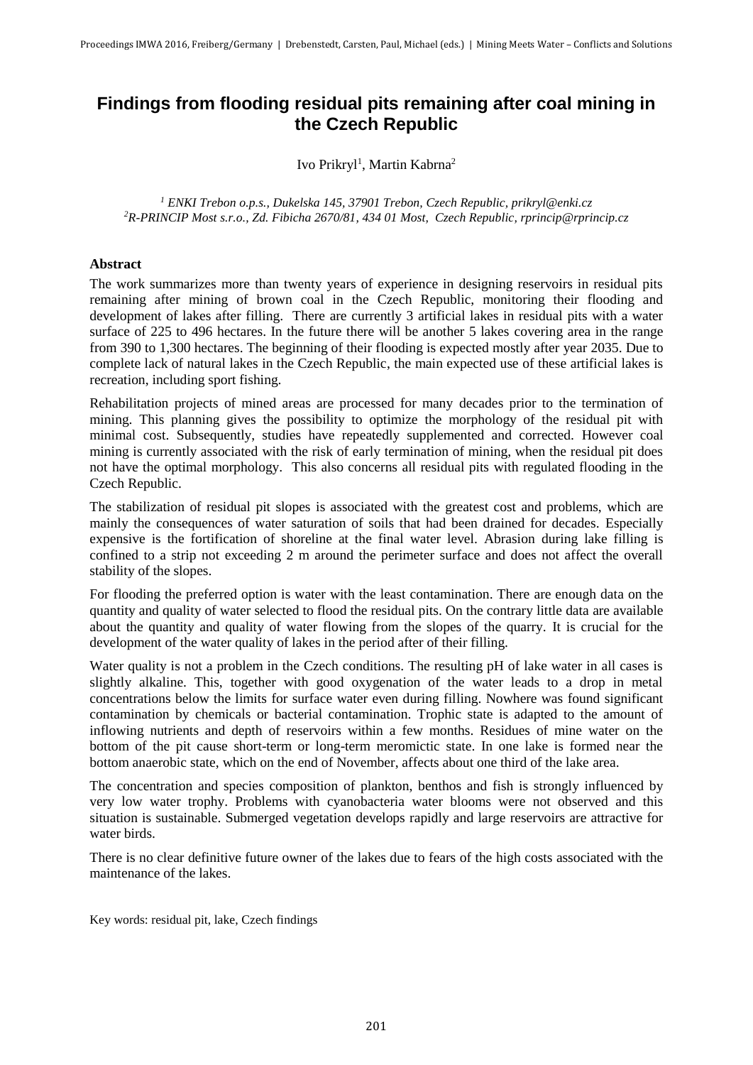# Findings from flooding residual pits remaining after coal mining in the Czech Republic

Ivo Prikryl[1], Martin Kabrna[2]

*[1] ENKI Trebon o.p.s., Dukelska 145, 37901 Trebon, Czech Republic, prikryl@enki.cz*
*[2] R-PRINCIP Most s.r.o., Zd. Fibicha 2670/81, 434 01 Most, Czech Republic, rprincip@rprincip.cz*

## Abstract

The work summarizes more than twenty years of experience in designing reservoirs in residual pits remaining after mining of brown coal in the Czech Republic, monitoring their flooding and development of lakes after filling. There are currently 3 artificial lakes in residual pits with a water surface of 225 to 496 hectares. In the future there will be another 5 lakes covering area in the range from 390 to 1,300 hectares. The beginning of their flooding is expected mostly after year 2035. Due to complete lack of natural lakes in the Czech Republic, the main expected use of these artificial lakes is recreation, including sport fishing.

Rehabilitation projects of mined areas are processed for many decades prior to the termination of mining. This planning gives the possibility to optimize the morphology of the residual pit with minimal cost. Subsequently, studies have repeatedly supplemented and corrected. However coal mining is currently associated with the risk of early termination of mining, when the residual pit does not have the optimal morphology. This also concerns all residual pits with regulated flooding in the Czech Republic.

The stabilization of residual pit slopes is associated with the greatest cost and problems, which are mainly the consequences of water saturation of soils that had been drained for decades. Especially expensive is the fortification of shoreline at the final water level. Abrasion during lake filling is confined to a strip not exceeding 2 m around the perimeter surface and does not affect the overall stability of the slopes.

For flooding the preferred option is water with the least contamination. There are enough data on the quantity and quality of water selected to flood the residual pits. On the contrary little data are available about the quantity and quality of water flowing from the slopes of the quarry. It is crucial for the development of the water quality of lakes in the period after of their filling.

Water quality is not a problem in the Czech conditions. The resulting pH of lake water in all cases is slightly alkaline. This, together with good oxygenation of the water leads to a drop in metal concentrations below the limits for surface water even during filling. Nowhere was found significant contamination by chemicals or bacterial contamination. Trophic state is adapted to the amount of inflowing nutrients and depth of reservoirs within a few months. Residues of mine water on the bottom of the pit cause short-term or long-term meromictic state. In one lake is formed near the bottom anaerobic state, which on the end of November, affects about one third of the lake area.

The concentration and species composition of plankton, benthos and fish is strongly influenced by very low water trophy. Problems with cyanobacteria water blooms were not observed and this situation is sustainable. Submerged vegetation develops rapidly and large reservoirs are attractive for water birds.

There is no clear definitive future owner of the lakes due to fears of the high costs associated with the maintenance of the lakes.

Key words: residual pit, lake, Czech findings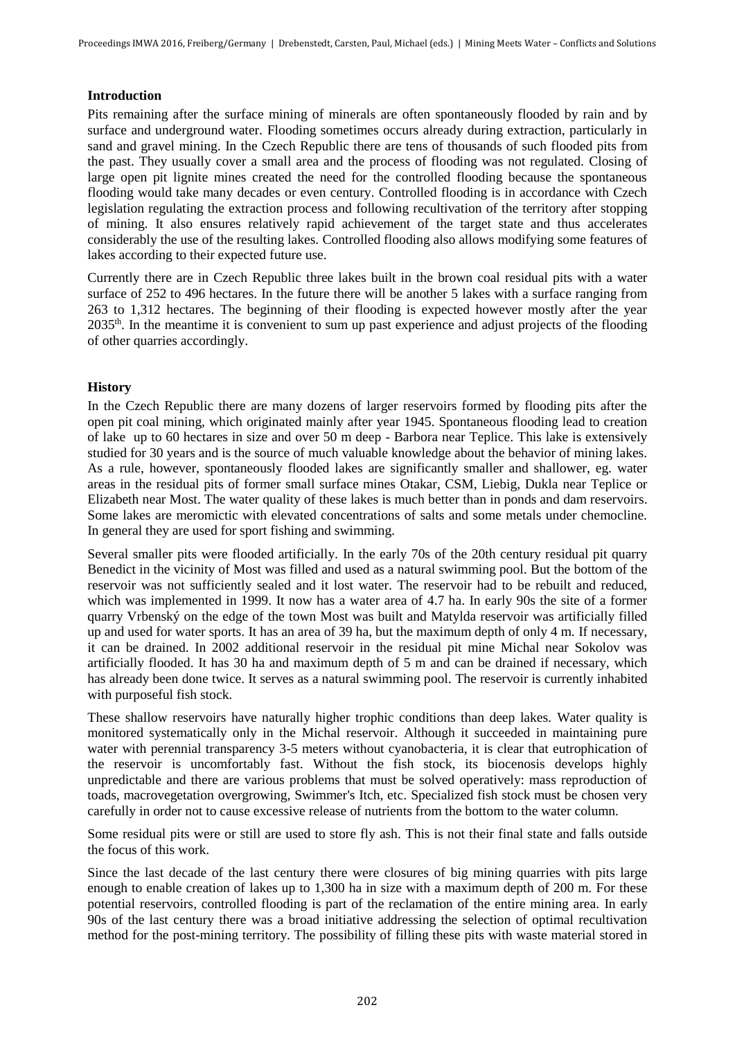## Introduction

Pits remaining after the surface mining of minerals are often spontaneously flooded by rain and by surface and underground water. Flooding sometimes occurs already during extraction, particularly in sand and gravel mining. In the Czech Republic there are tens of thousands of such flooded pits from the past. They usually cover a small area and the process of flooding was not regulated. Closing of large open pit lignite mines created the need for the controlled flooding because the spontaneous flooding would take many decades or even century. Controlled flooding is in accordance with Czech legislation regulating the extraction process and following recultivation of the territory after stopping of mining. It also ensures relatively rapid achievement of the target state and thus accelerates considerably the use of the resulting lakes. Controlled flooding also allows modifying some features of lakes according to their expected future use.

Currently there are in Czech Republic three lakes built in the brown coal residual pits with a water surface of 252 to 496 hectares. In the future there will be another 5 lakes with a surface ranging from 263 to 1,312 hectares. The beginning of their flooding is expected however mostly after the year 2035th. In the meantime it is convenient to sum up past experience and adjust projects of the flooding of other quarries accordingly.

## History

In the Czech Republic there are many dozens of larger reservoirs formed by flooding pits after the open pit coal mining, which originated mainly after year 1945. Spontaneous flooding lead to creation of lake up to 60 hectares in size and over 50 m deep - Barbora near Teplice. This lake is extensively studied for 30 years and is the source of much valuable knowledge about the behavior of mining lakes. As a rule, however, spontaneously flooded lakes are significantly smaller and shallower, eg. water areas in the residual pits of former small surface mines Otakar, CSM, Liebig, Dukla near Teplice or Elizabeth near Most. The water quality of these lakes is much better than in ponds and dam reservoirs. Some lakes are meromictic with elevated concentrations of salts and some metals under chemocline. In general they are used for sport fishing and swimming.

Several smaller pits were flooded artificially. In the early 70s of the 20th century residual pit quarry Benedict in the vicinity of Most was filled and used as a natural swimming pool. But the bottom of the reservoir was not sufficiently sealed and it lost water. The reservoir had to be rebuilt and reduced, which was implemented in 1999. It now has a water area of 4.7 ha. In early 90s the site of a former quarry Vrbenský on the edge of the town Most was built and Matylda reservoir was artificially filled up and used for water sports. It has an area of 39 ha, but the maximum depth of only 4 m. If necessary, it can be drained. In 2002 additional reservoir in the residual pit mine Michal near Sokolov was artificially flooded. It has 30 ha and maximum depth of 5 m and can be drained if necessary, which has already been done twice. It serves as a natural swimming pool. The reservoir is currently inhabited with purposeful fish stock.

These shallow reservoirs have naturally higher trophic conditions than deep lakes. Water quality is monitored systematically only in the Michal reservoir. Although it succeeded in maintaining pure water with perennial transparency 3-5 meters without cyanobacteria, it is clear that eutrophication of the reservoir is uncomfortably fast. Without the fish stock, its biocenosis develops highly unpredictable and there are various problems that must be solved operatively: mass reproduction of toads, macrovegetation overgrowing, Swimmer's Itch, etc. Specialized fish stock must be chosen very carefully in order not to cause excessive release of nutrients from the bottom to the water column.

Some residual pits were or still are used to store fly ash. This is not their final state and falls outside the focus of this work.

Since the last decade of the last century there were closures of big mining quarries with pits large enough to enable creation of lakes up to 1,300 ha in size with a maximum depth of 200 m. For these potential reservoirs, controlled flooding is part of the reclamation of the entire mining area. In early 90s of the last century there was a broad initiative addressing the selection of optimal recultivation method for the post-mining territory. The possibility of filling these pits with waste material stored in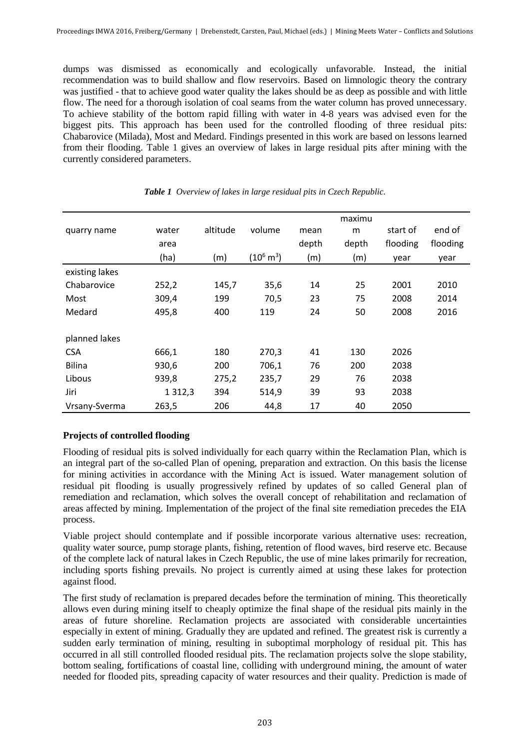dumps was dismissed as economically and ecologically unfavorable. Instead, the initial recommendation was to build shallow and flow reservoirs. Based on limnologic theory the contrary was justified - that to achieve good water quality the lakes should be as deep as possible and with little flow. The need for a thorough isolation of coal seams from the water column has proved unnecessary. To achieve stability of the bottom rapid filling with water in 4-8 years was advised even for the biggest pits. This approach has been used for the controlled flooding of three residual pits: Chabarovice (Milada), Most and Medard. Findings presented in this work are based on lessons learned from their flooding. Table 1 gives an overview of lakes in large residual pits after mining with the currently considered parameters.

***Table 1*** *Overview of lakes in large residual pits in Czech Republic.*

| quarry name | water area (ha) | altitude (m) | volume ($10^6$ m$^3$) | mean depth (m) | maximum depth (m) | start of flooding year | end of flooding year |
|---|---|---|---|---|---|---|---|
| existing lakes | | | | | | | |
| Chabarovice | 252,2 | 145,7 | 35,6 | 14 | 25 | 2001 | 2010 |
| Most | 309,4 | 199 | 70,5 | 23 | 75 | 2008 | 2014 |
| Medard | 495,8 | 400 | 119 | 24 | 50 | 2008 | 2016 |
| | | | | | | | |
| planned lakes | | | | | | | |
| CSA | 666,1 | 180 | 270,3 | 41 | 130 | 2026 | |
| Bilina | 930,6 | 200 | 706,1 | 76 | 200 | 2038 | |
| Libous | 939,8 | 275,2 | 235,7 | 29 | 76 | 2038 | |
| Jiri | 1 312,3 | 394 | 514,9 | 39 | 93 | 2038 | |
| Vrsany-Sverma | 263,5 | 206 | 44,8 | 17 | 40 | 2050 | |

**Projects of controlled flooding**

Flooding of residual pits is solved individually for each quarry within the Reclamation Plan, which is an integral part of the so-called Plan of opening, preparation and extraction. On this basis the license for mining activities in accordance with the Mining Act is issued. Water management solution of residual pit flooding is usually progressively refined by updates of so called General plan of remediation and reclamation, which solves the overall concept of rehabilitation and reclamation of areas affected by mining. Implementation of the project of the final site remediation precedes the EIA process.

Viable project should contemplate and if possible incorporate various alternative uses: recreation, quality water source, pump storage plants, fishing, retention of flood waves, bird reserve etc. Because of the complete lack of natural lakes in Czech Republic, the use of mine lakes primarily for recreation, including sports fishing prevails. No project is currently aimed at using these lakes for protection against flood.

The first study of reclamation is prepared decades before the termination of mining. This theoretically allows even during mining itself to cheaply optimize the final shape of the residual pits mainly in the areas of future shoreline. Reclamation projects are associated with considerable uncertainties especially in extent of mining. Gradually they are updated and refined. The greatest risk is currently a sudden early termination of mining, resulting in suboptimal morphology of residual pit. This has occurred in all still controlled flooded residual pits. The reclamation projects solve the slope stability, bottom sealing, fortifications of coastal line, colliding with underground mining, the amount of water needed for flooded pits, spreading capacity of water resources and their quality. Prediction is made of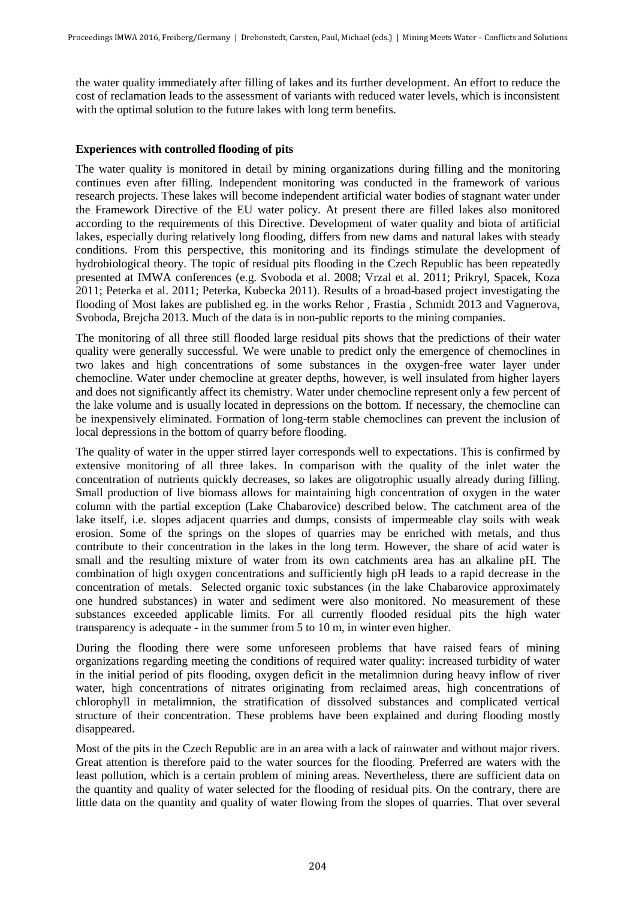the water quality immediately after filling of lakes and its further development. An effort to reduce the cost of reclamation leads to the assessment of variants with reduced water levels, which is inconsistent with the optimal solution to the future lakes with long term benefits.

## Experiences with controlled flooding of pits

The water quality is monitored in detail by mining organizations during filling and the monitoring continues even after filling. Independent monitoring was conducted in the framework of various research projects. These lakes will become independent artificial water bodies of stagnant water under the Framework Directive of the EU water policy. At present there are filled lakes also monitored according to the requirements of this Directive. Development of water quality and biota of artificial lakes, especially during relatively long flooding, differs from new dams and natural lakes with steady conditions. From this perspective, this monitoring and its findings stimulate the development of hydrobiological theory. The topic of residual pits flooding in the Czech Republic has been repeatedly presented at IMWA conferences (e.g. Svoboda et al. 2008; Vrzal et al. 2011; Prikryl, Spacek, Koza 2011; Peterka et al. 2011; Peterka, Kubecka 2011). Results of a broad-based project investigating the flooding of Most lakes are published eg. in the works Rehor , Frastia , Schmidt 2013 and Vagnerova, Svoboda, Brejcha 2013. Much of the data is in non-public reports to the mining companies.

The monitoring of all three still flooded large residual pits shows that the predictions of their water quality were generally successful. We were unable to predict only the emergence of chemoclines in two lakes and high concentrations of some substances in the oxygen-free water layer under chemocline. Water under chemocline at greater depths, however, is well insulated from higher layers and does not significantly affect its chemistry. Water under chemocline represent only a few percent of the lake volume and is usually located in depressions on the bottom. If necessary, the chemocline can be inexpensively eliminated. Formation of long-term stable chemoclines can prevent the inclusion of local depressions in the bottom of quarry before flooding.

The quality of water in the upper stirred layer corresponds well to expectations. This is confirmed by extensive monitoring of all three lakes. In comparison with the quality of the inlet water the concentration of nutrients quickly decreases, so lakes are oligotrophic usually already during filling. Small production of live biomass allows for maintaining high concentration of oxygen in the water column with the partial exception (Lake Chabarovice) described below. The catchment area of the lake itself, i.e. slopes adjacent quarries and dumps, consists of impermeable clay soils with weak erosion. Some of the springs on the slopes of quarries may be enriched with metals, and thus contribute to their concentration in the lakes in the long term. However, the share of acid water is small and the resulting mixture of water from its own catchments area has an alkaline pH. The combination of high oxygen concentrations and sufficiently high pH leads to a rapid decrease in the concentration of metals. Selected organic toxic substances (in the lake Chabarovice approximately one hundred substances) in water and sediment were also monitored. No measurement of these substances exceeded applicable limits. For all currently flooded residual pits the high water transparency is adequate - in the summer from 5 to 10 m, in winter even higher.

During the flooding there were some unforeseen problems that have raised fears of mining organizations regarding meeting the conditions of required water quality: increased turbidity of water in the initial period of pits flooding, oxygen deficit in the metalimnion during heavy inflow of river water, high concentrations of nitrates originating from reclaimed areas, high concentrations of chlorophyll in metalimnion, the stratification of dissolved substances and complicated vertical structure of their concentration. These problems have been explained and during flooding mostly disappeared.

Most of the pits in the Czech Republic are in an area with a lack of rainwater and without major rivers. Great attention is therefore paid to the water sources for the flooding. Preferred are waters with the least pollution, which is a certain problem of mining areas. Nevertheless, there are sufficient data on the quantity and quality of water selected for the flooding of residual pits. On the contrary, there are little data on the quantity and quality of water flowing from the slopes of quarries. That over several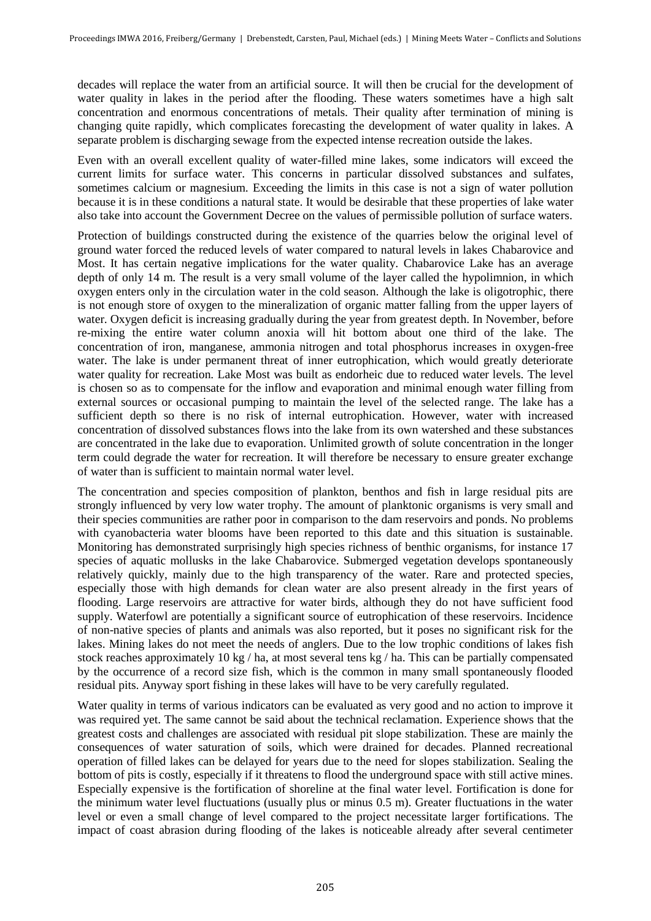decades will replace the water from an artificial source. It will then be crucial for the development of water quality in lakes in the period after the flooding. These waters sometimes have a high salt concentration and enormous concentrations of metals. Their quality after termination of mining is changing quite rapidly, which complicates forecasting the development of water quality in lakes. A separate problem is discharging sewage from the expected intense recreation outside the lakes.

Even with an overall excellent quality of water-filled mine lakes, some indicators will exceed the current limits for surface water. This concerns in particular dissolved substances and sulfates, sometimes calcium or magnesium. Exceeding the limits in this case is not a sign of water pollution because it is in these conditions a natural state. It would be desirable that these properties of lake water also take into account the Government Decree on the values of permissible pollution of surface waters.

Protection of buildings constructed during the existence of the quarries below the original level of ground water forced the reduced levels of water compared to natural levels in lakes Chabarovice and Most. It has certain negative implications for the water quality. Chabarovice Lake has an average depth of only 14 m. The result is a very small volume of the layer called the hypolimnion, in which oxygen enters only in the circulation water in the cold season. Although the lake is oligotrophic, there is not enough store of oxygen to the mineralization of organic matter falling from the upper layers of water. Oxygen deficit is increasing gradually during the year from greatest depth. In November, before re-mixing the entire water column anoxia will hit bottom about one third of the lake. The concentration of iron, manganese, ammonia nitrogen and total phosphorus increases in oxygen-free water. The lake is under permanent threat of inner eutrophication, which would greatly deteriorate water quality for recreation. Lake Most was built as endorheic due to reduced water levels. The level is chosen so as to compensate for the inflow and evaporation and minimal enough water filling from external sources or occasional pumping to maintain the level of the selected range. The lake has a sufficient depth so there is no risk of internal eutrophication. However, water with increased concentration of dissolved substances flows into the lake from its own watershed and these substances are concentrated in the lake due to evaporation. Unlimited growth of solute concentration in the longer term could degrade the water for recreation. It will therefore be necessary to ensure greater exchange of water than is sufficient to maintain normal water level.

The concentration and species composition of plankton, benthos and fish in large residual pits are strongly influenced by very low water trophy. The amount of planktonic organisms is very small and their species communities are rather poor in comparison to the dam reservoirs and ponds. No problems with cyanobacteria water blooms have been reported to this date and this situation is sustainable. Monitoring has demonstrated surprisingly high species richness of benthic organisms, for instance 17 species of aquatic mollusks in the lake Chabarovice. Submerged vegetation develops spontaneously relatively quickly, mainly due to the high transparency of the water. Rare and protected species, especially those with high demands for clean water are also present already in the first years of flooding. Large reservoirs are attractive for water birds, although they do not have sufficient food supply. Waterfowl are potentially a significant source of eutrophication of these reservoirs. Incidence of non-native species of plants and animals was also reported, but it poses no significant risk for the lakes. Mining lakes do not meet the needs of anglers. Due to the low trophic conditions of lakes fish stock reaches approximately 10 kg / ha, at most several tens kg / ha. This can be partially compensated by the occurrence of a record size fish, which is the common in many small spontaneously flooded residual pits. Anyway sport fishing in these lakes will have to be very carefully regulated.

Water quality in terms of various indicators can be evaluated as very good and no action to improve it was required yet. The same cannot be said about the technical reclamation. Experience shows that the greatest costs and challenges are associated with residual pit slope stabilization. These are mainly the consequences of water saturation of soils, which were drained for decades. Planned recreational operation of filled lakes can be delayed for years due to the need for slopes stabilization. Sealing the bottom of pits is costly, especially if it threatens to flood the underground space with still active mines. Especially expensive is the fortification of shoreline at the final water level. Fortification is done for the minimum water level fluctuations (usually plus or minus 0.5 m). Greater fluctuations in the water level or even a small change of level compared to the project necessitate larger fortifications. The impact of coast abrasion during flooding of the lakes is noticeable already after several centimeter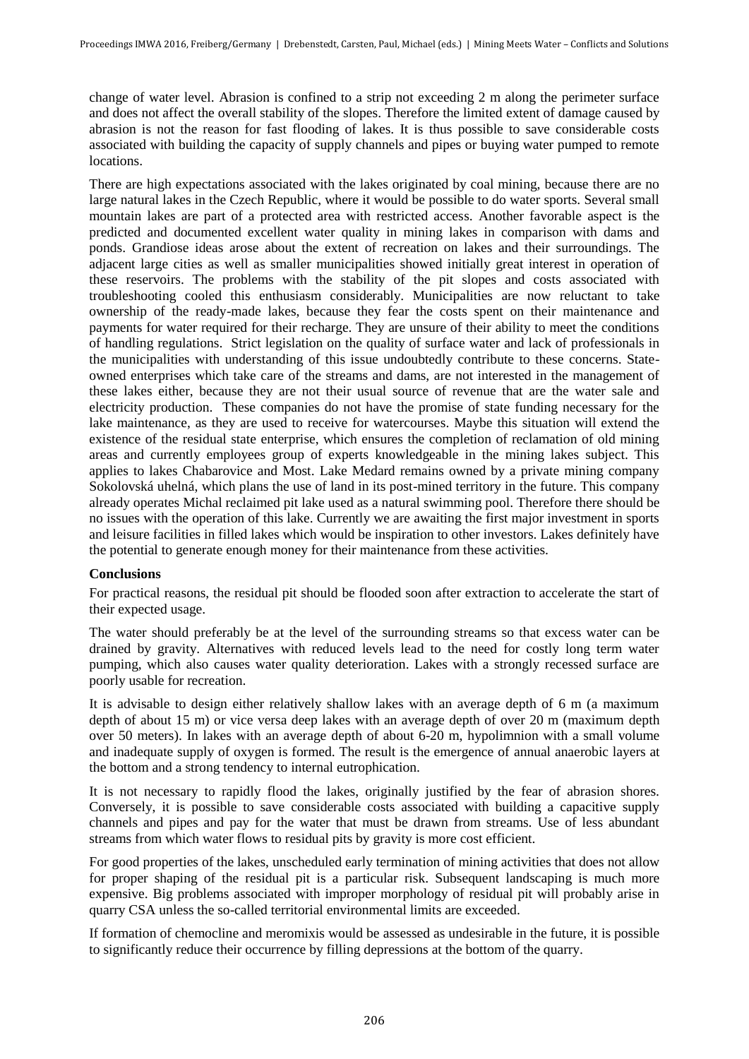change of water level. Abrasion is confined to a strip not exceeding 2 m along the perimeter surface and does not affect the overall stability of the slopes. Therefore the limited extent of damage caused by abrasion is not the reason for fast flooding of lakes. It is thus possible to save considerable costs associated with building the capacity of supply channels and pipes or buying water pumped to remote locations.

There are high expectations associated with the lakes originated by coal mining, because there are no large natural lakes in the Czech Republic, where it would be possible to do water sports. Several small mountain lakes are part of a protected area with restricted access. Another favorable aspect is the predicted and documented excellent water quality in mining lakes in comparison with dams and ponds. Grandiose ideas arose about the extent of recreation on lakes and their surroundings. The adjacent large cities as well as smaller municipalities showed initially great interest in operation of these reservoirs. The problems with the stability of the pit slopes and costs associated with troubleshooting cooled this enthusiasm considerably. Municipalities are now reluctant to take ownership of the ready-made lakes, because they fear the costs spent on their maintenance and payments for water required for their recharge. They are unsure of their ability to meet the conditions of handling regulations. Strict legislation on the quality of surface water and lack of professionals in the municipalities with understanding of this issue undoubtedly contribute to these concerns. State-owned enterprises which take care of the streams and dams, are not interested in the management of these lakes either, because they are not their usual source of revenue that are the water sale and electricity production. These companies do not have the promise of state funding necessary for the lake maintenance, as they are used to receive for watercourses. Maybe this situation will extend the existence of the residual state enterprise, which ensures the completion of reclamation of old mining areas and currently employees group of experts knowledgeable in the mining lakes subject. This applies to lakes Chabarovice and Most. Lake Medard remains owned by a private mining company Sokolovská uhelná, which plans the use of land in its post-mined territory in the future. This company already operates Michal reclaimed pit lake used as a natural swimming pool. Therefore there should be no issues with the operation of this lake. Currently we are awaiting the first major investment in sports and leisure facilities in filled lakes which would be inspiration to other investors. Lakes definitely have the potential to generate enough money for their maintenance from these activities.

**Conclusions**

For practical reasons, the residual pit should be flooded soon after extraction to accelerate the start of their expected usage.

The water should preferably be at the level of the surrounding streams so that excess water can be drained by gravity. Alternatives with reduced levels lead to the need for costly long term water pumping, which also causes water quality deterioration. Lakes with a strongly recessed surface are poorly usable for recreation.

It is advisable to design either relatively shallow lakes with an average depth of 6 m (a maximum depth of about 15 m) or vice versa deep lakes with an average depth of over 20 m (maximum depth over 50 meters). In lakes with an average depth of about 6-20 m, hypolimnion with a small volume and inadequate supply of oxygen is formed. The result is the emergence of annual anaerobic layers at the bottom and a strong tendency to internal eutrophication.

It is not necessary to rapidly flood the lakes, originally justified by the fear of abrasion shores. Conversely, it is possible to save considerable costs associated with building a capacitive supply channels and pipes and pay for the water that must be drawn from streams. Use of less abundant streams from which water flows to residual pits by gravity is more cost efficient.

For good properties of the lakes, unscheduled early termination of mining activities that does not allow for proper shaping of the residual pit is a particular risk. Subsequent landscaping is much more expensive. Big problems associated with improper morphology of residual pit will probably arise in quarry CSA unless the so-called territorial environmental limits are exceeded.

If formation of chemocline and meromixis would be assessed as undesirable in the future, it is possible to significantly reduce their occurrence by filling depressions at the bottom of the quarry.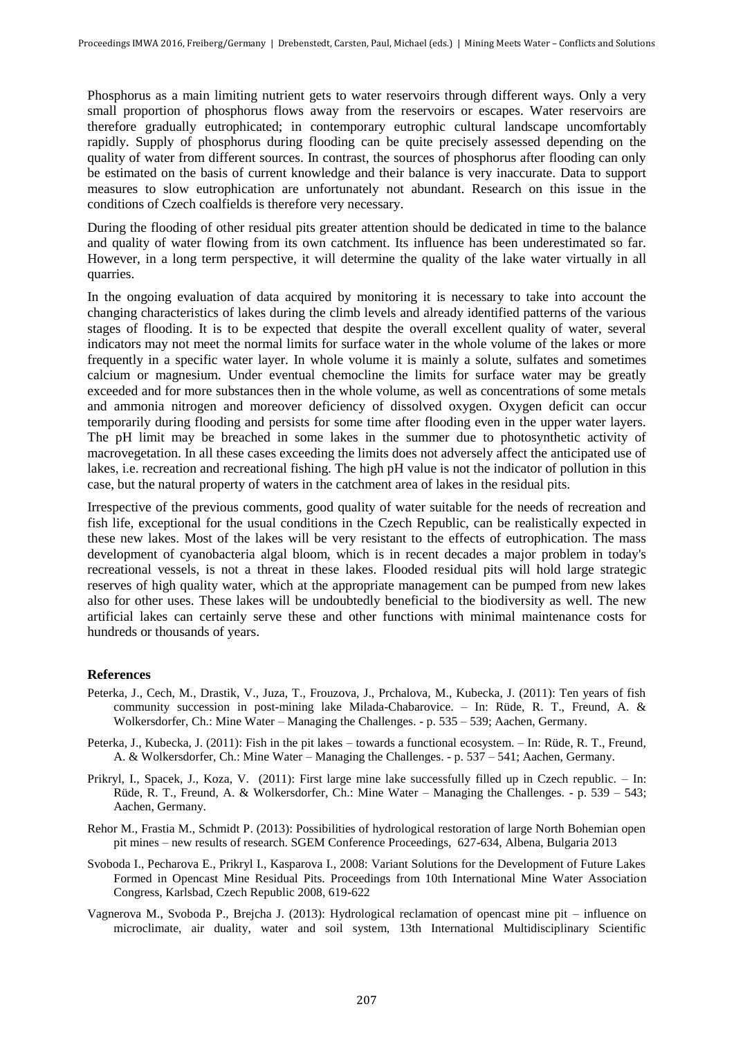Phosphorus as a main limiting nutrient gets to water reservoirs through different ways. Only a very small proportion of phosphorus flows away from the reservoirs or escapes. Water reservoirs are therefore gradually eutrophicated; in contemporary eutrophic cultural landscape uncomfortably rapidly. Supply of phosphorus during flooding can be quite precisely assessed depending on the quality of water from different sources. In contrast, the sources of phosphorus after flooding can only be estimated on the basis of current knowledge and their balance is very inaccurate. Data to support measures to slow eutrophication are unfortunately not abundant. Research on this issue in the conditions of Czech coalfields is therefore very necessary.

During the flooding of other residual pits greater attention should be dedicated in time to the balance and quality of water flowing from its own catchment. Its influence has been underestimated so far. However, in a long term perspective, it will determine the quality of the lake water virtually in all quarries.

In the ongoing evaluation of data acquired by monitoring it is necessary to take into account the changing characteristics of lakes during the climb levels and already identified patterns of the various stages of flooding. It is to be expected that despite the overall excellent quality of water, several indicators may not meet the normal limits for surface water in the whole volume of the lakes or more frequently in a specific water layer. In whole volume it is mainly a solute, sulfates and sometimes calcium or magnesium. Under eventual chemocline the limits for surface water may be greatly exceeded and for more substances then in the whole volume, as well as concentrations of some metals and ammonia nitrogen and moreover deficiency of dissolved oxygen. Oxygen deficit can occur temporarily during flooding and persists for some time after flooding even in the upper water layers. The pH limit may be breached in some lakes in the summer due to photosynthetic activity of macrovegetation. In all these cases exceeding the limits does not adversely affect the anticipated use of lakes, i.e. recreation and recreational fishing. The high pH value is not the indicator of pollution in this case, but the natural property of waters in the catchment area of lakes in the residual pits.

Irrespective of the previous comments, good quality of water suitable for the needs of recreation and fish life, exceptional for the usual conditions in the Czech Republic, can be realistically expected in these new lakes. Most of the lakes will be very resistant to the effects of eutrophication. The mass development of cyanobacteria algal bloom, which is in recent decades a major problem in today's recreational vessels, is not a threat in these lakes. Flooded residual pits will hold large strategic reserves of high quality water, which at the appropriate management can be pumped from new lakes also for other uses. These lakes will be undoubtedly beneficial to the biodiversity as well. The new artificial lakes can certainly serve these and other functions with minimal maintenance costs for hundreds or thousands of years.

### References

Peterka, J., Cech, M., Drastik, V., Juza, T., Frouzova, J., Prchalova, M., Kubecka, J. (2011): Ten years of fish community succession in post-mining lake Milada-Chabarovice. – In: Rüde, R. T., Freund, A. & Wolkersdorfer, Ch.: Mine Water – Managing the Challenges. - p. 535 – 539; Aachen, Germany.

Peterka, J., Kubecka, J. (2011): Fish in the pit lakes – towards a functional ecosystem. – In: Rüde, R. T., Freund, A. & Wolkersdorfer, Ch.: Mine Water – Managing the Challenges. - p. 537 – 541; Aachen, Germany.

Prikryl, I., Spacek, J., Koza, V. (2011): First large mine lake successfully filled up in Czech republic. – In: Rüde, R. T., Freund, A. & Wolkersdorfer, Ch.: Mine Water – Managing the Challenges. - p. 539 – 543; Aachen, Germany.

Rehor M., Frastia M., Schmidt P. (2013): Possibilities of hydrological restoration of large North Bohemian open pit mines – new results of research. SGEM Conference Proceedings, 627-634, Albena, Bulgaria 2013

Svoboda I., Pecharova E., Prikryl I., Kasparova I., 2008: Variant Solutions for the Development of Future Lakes Formed in Opencast Mine Residual Pits. Proceedings from 10th International Mine Water Association Congress, Karlsbad, Czech Republic 2008, 619-622

Vagnerova M., Svoboda P., Brejcha J. (2013): Hydrological reclamation of opencast mine pit – influence on microclimate, air duality, water and soil system, 13th International Multidisciplinary Scientific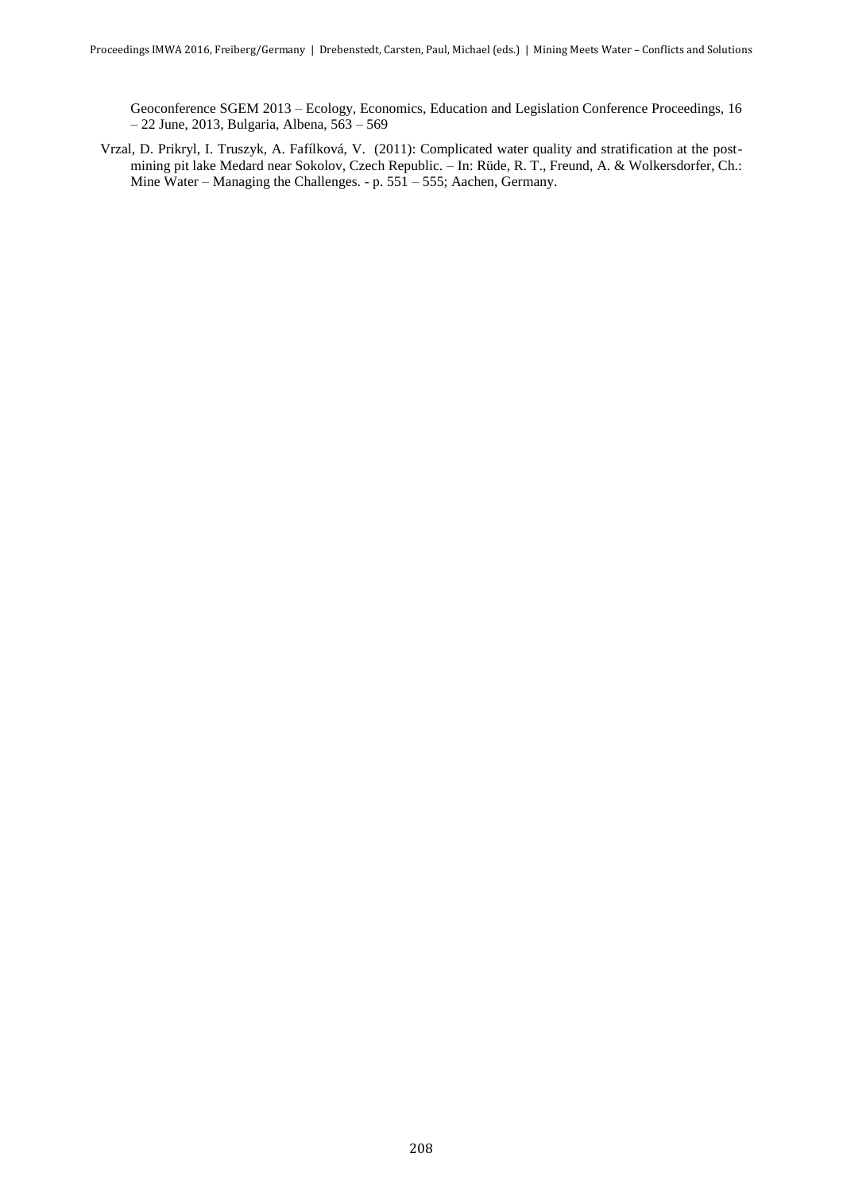Geoconference SGEM 2013 – Ecology, Economics, Education and Legislation Conference Proceedings, 16 – 22 June, 2013, Bulgaria, Albena, 563 – 569

Vrzal, D. Prikryl, I. Truszyk, A. Fafílková, V. (2011): Complicated water quality and stratification at the post-mining pit lake Medard near Sokolov, Czech Republic. – In: Rüde, R. T., Freund, A. & Wolkersdorfer, Ch.: Mine Water – Managing the Challenges. - p. 551 – 555; Aachen, Germany.